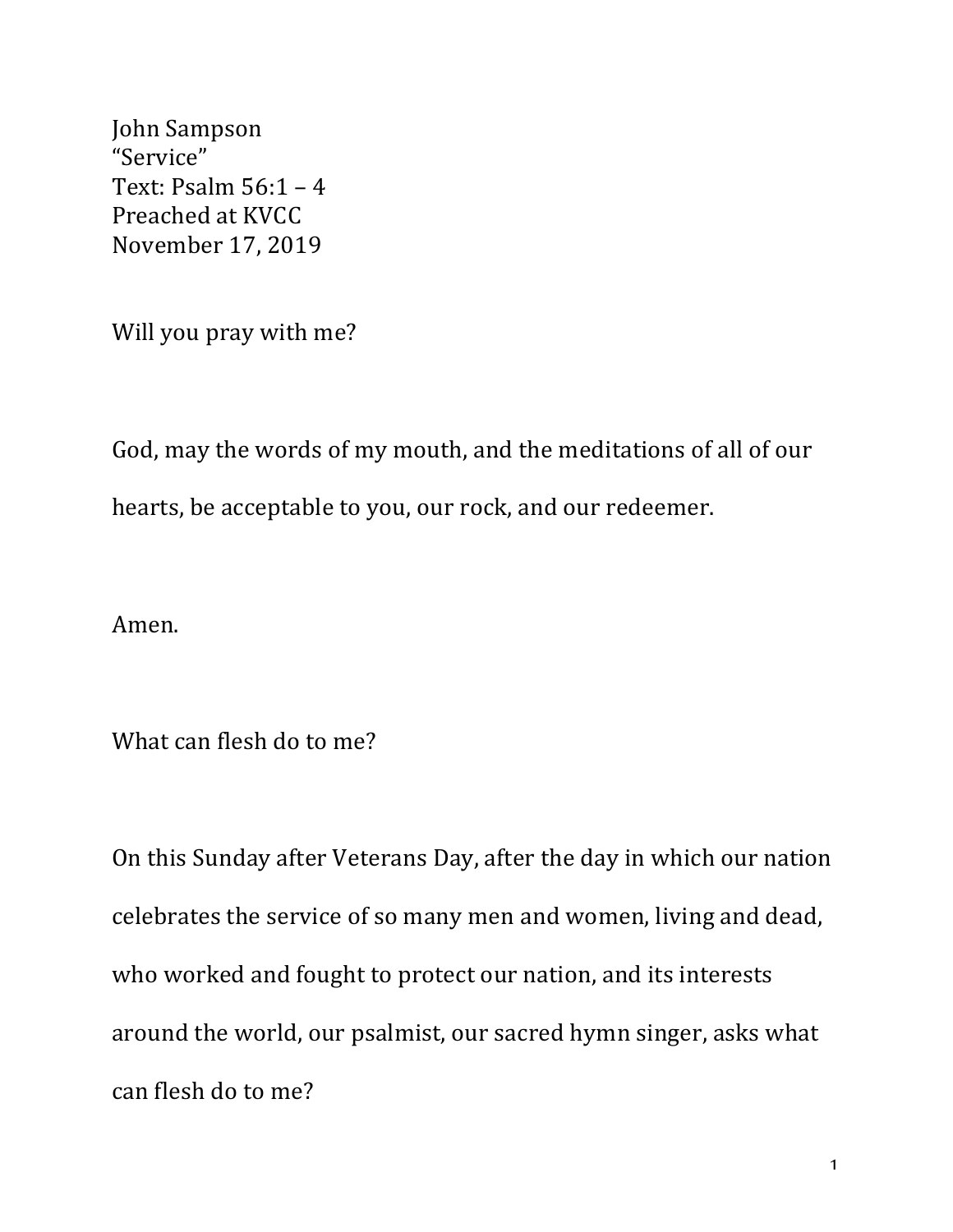John Sampson
"Service"
Text: Psalm 56:1 – 4
Preached at KVCC
November 17, 2019

Will you pray with me?

God, may the words of my mouth, and the meditations of all of our hearts, be acceptable to you, our rock, and our redeemer.

Amen.

What can flesh do to me?

On this Sunday after Veterans Day, after the day in which our nation celebrates the service of so many men and women, living and dead, who worked and fought to protect our nation, and its interests around the world, our psalmist, our sacred hymn singer, asks what can flesh do to me?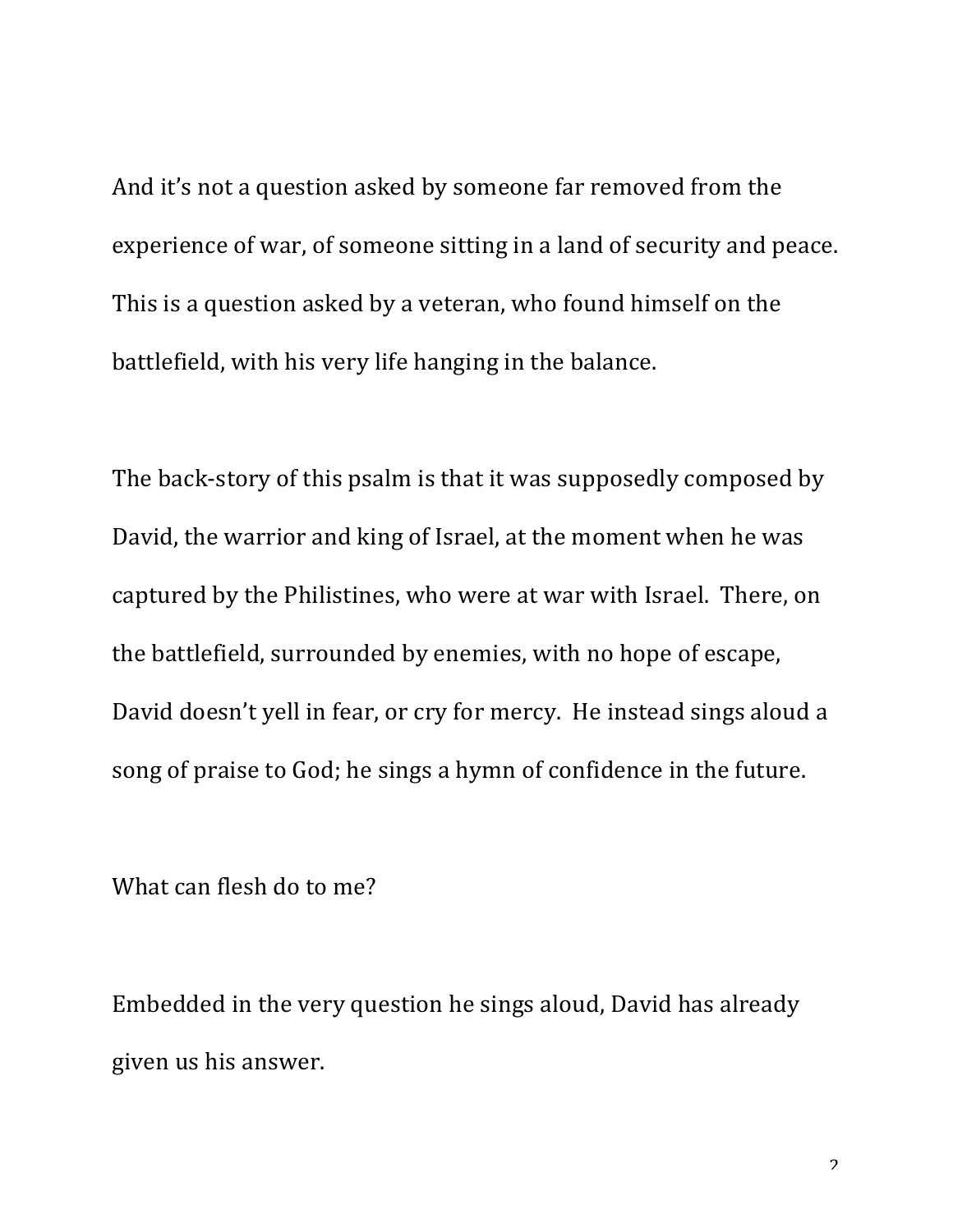And it's not a question asked by someone far removed from the experience of war, of someone sitting in a land of security and peace. This is a question asked by a veteran, who found himself on the battlefield, with his very life hanging in the balance.

The back-story of this psalm is that it was supposedly composed by David, the warrior and king of Israel, at the moment when he was captured by the Philistines, who were at war with Israel. There, on the battlefield, surrounded by enemies, with no hope of escape, David doesn't yell in fear, or cry for mercy. He instead sings aloud a song of praise to God; he sings a hymn of confidence in the future.

What can flesh do to me?

Embedded in the very question he sings aloud, David has already given us his answer.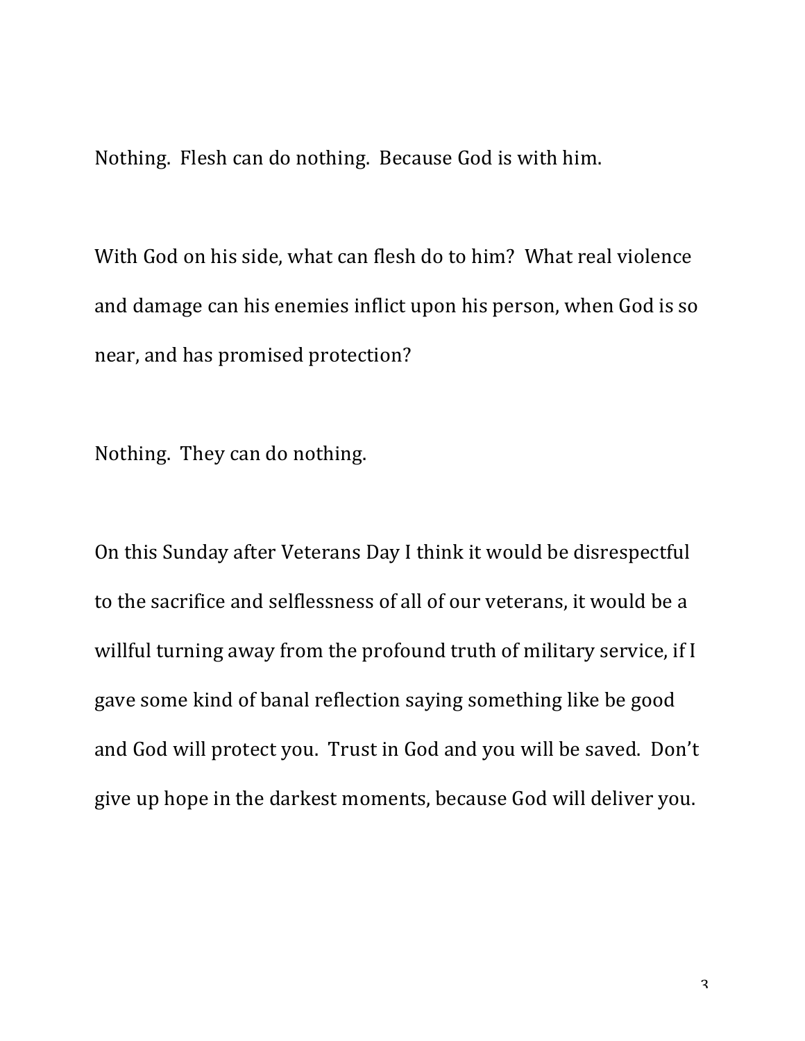Nothing. Flesh can do nothing. Because God is with him.

With God on his side, what can flesh do to him? What real violence and damage can his enemies inflict upon his person, when God is so near, and has promised protection?

Nothing. They can do nothing.

On this Sunday after Veterans Day I think it would be disrespectful to the sacrifice and selflessness of all of our veterans, it would be a willful turning away from the profound truth of military service, if I gave some kind of banal reflection saying something like be good and God will protect you. Trust in God and you will be saved. Don't give up hope in the darkest moments, because God will deliver you.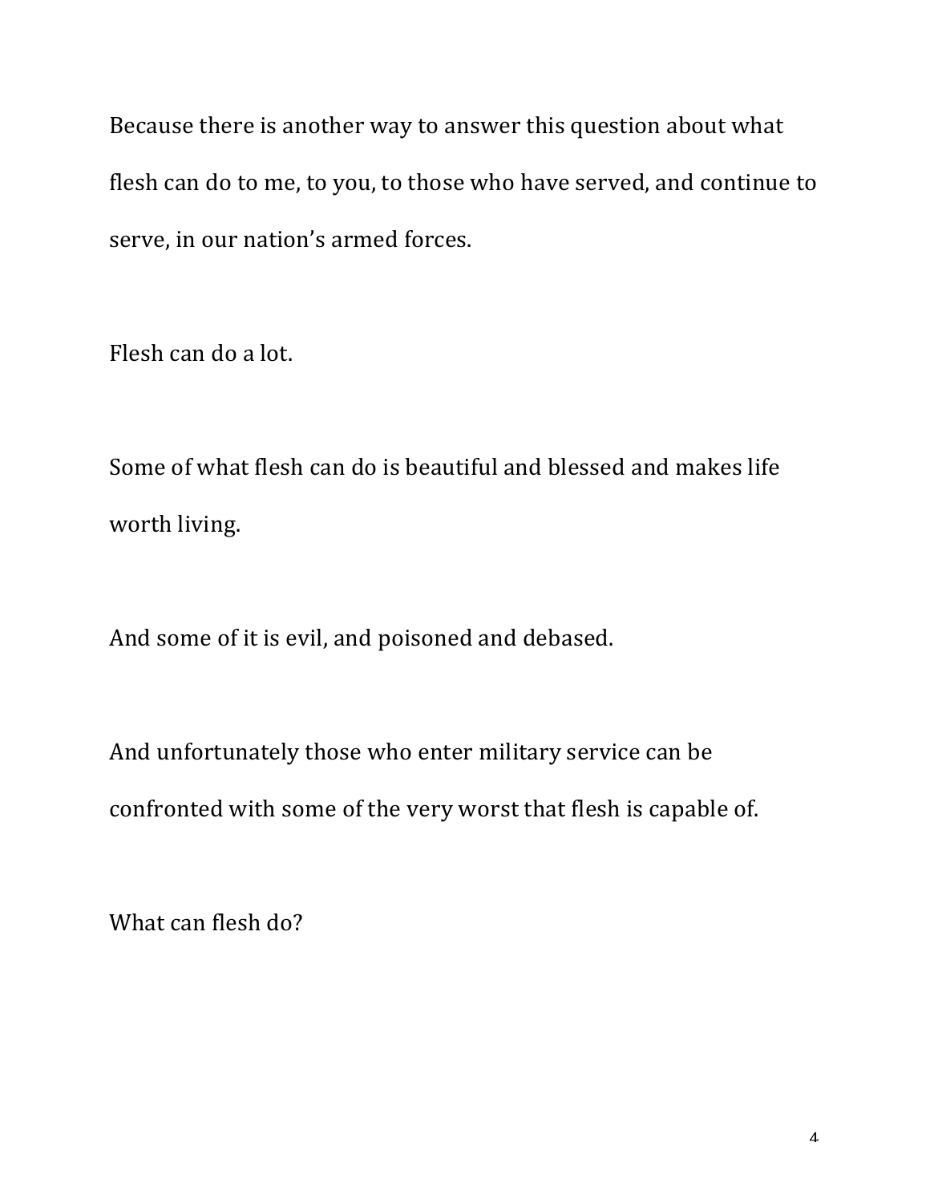Because there is another way to answer this question about what flesh can do to me, to you, to those who have served, and continue to serve, in our nation's armed forces.

Flesh can do a lot.

Some of what flesh can do is beautiful and blessed and makes life worth living.

And some of it is evil, and poisoned and debased.

And unfortunately those who enter military service can be confronted with some of the very worst that flesh is capable of.

What can flesh do?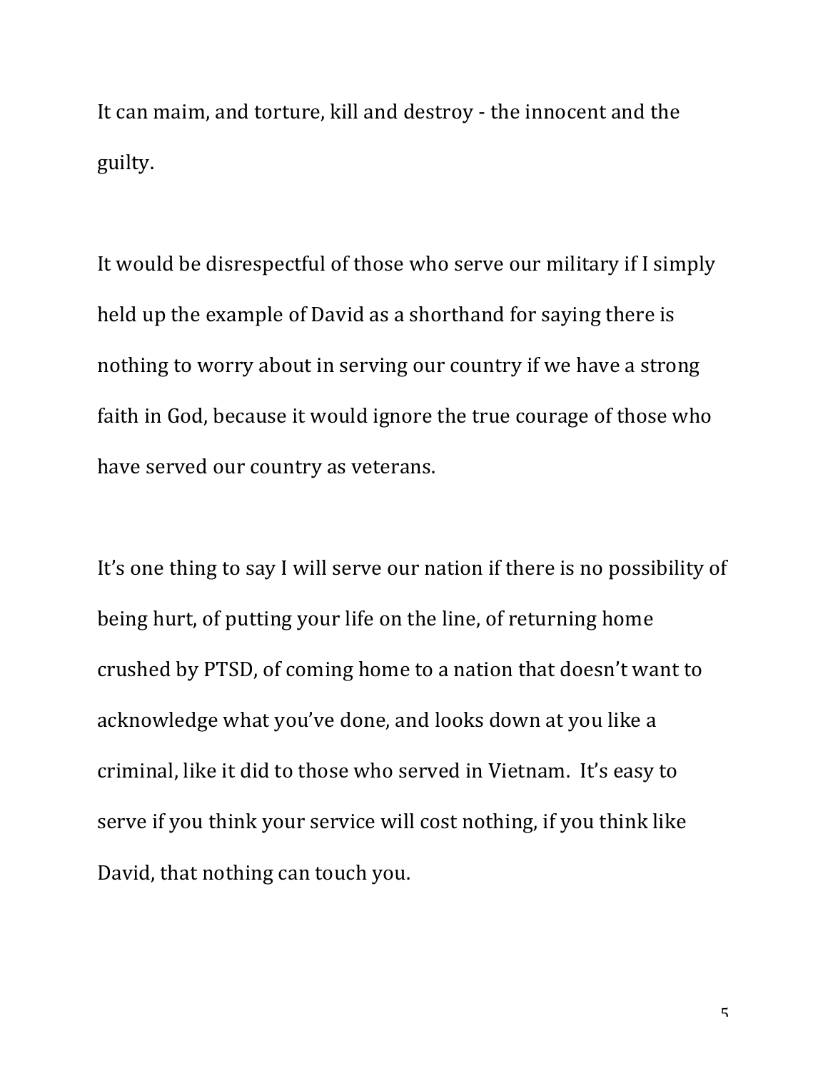It can maim, and torture, kill and destroy - the innocent and the guilty.

It would be disrespectful of those who serve our military if I simply held up the example of David as a shorthand for saying there is nothing to worry about in serving our country if we have a strong faith in God, because it would ignore the true courage of those who have served our country as veterans.

It's one thing to say I will serve our nation if there is no possibility of being hurt, of putting your life on the line, of returning home crushed by PTSD, of coming home to a nation that doesn't want to acknowledge what you've done, and looks down at you like a criminal, like it did to those who served in Vietnam. It's easy to serve if you think your service will cost nothing, if you think like David, that nothing can touch you.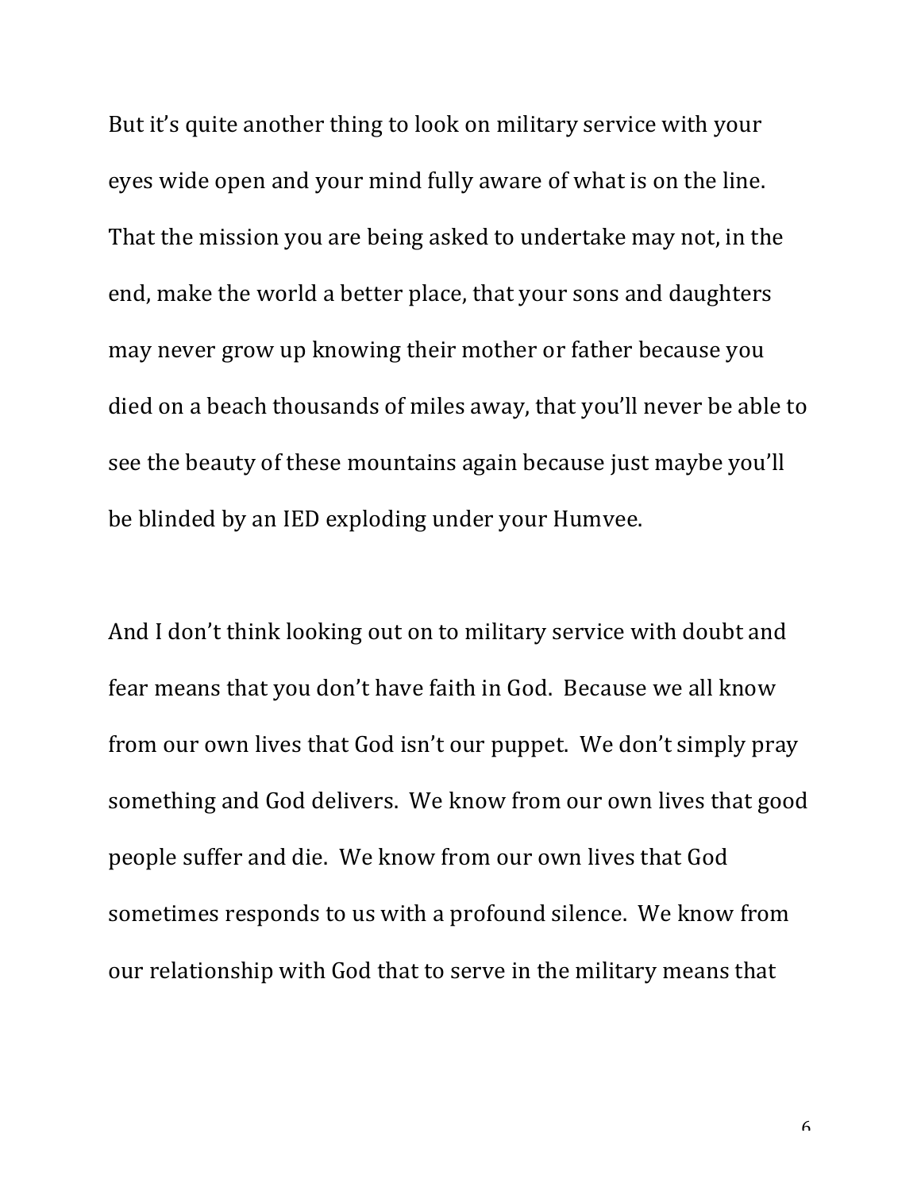But it's quite another thing to look on military service with your eyes wide open and your mind fully aware of what is on the line. That the mission you are being asked to undertake may not, in the end, make the world a better place, that your sons and daughters may never grow up knowing their mother or father because you died on a beach thousands of miles away, that you'll never be able to see the beauty of these mountains again because just maybe you'll be blinded by an IED exploding under your Humvee.

And I don't think looking out on to military service with doubt and fear means that you don't have faith in God. Because we all know from our own lives that God isn't our puppet. We don't simply pray something and God delivers. We know from our own lives that good people suffer and die. We know from our own lives that God sometimes responds to us with a profound silence. We know from our relationship with God that to serve in the military means that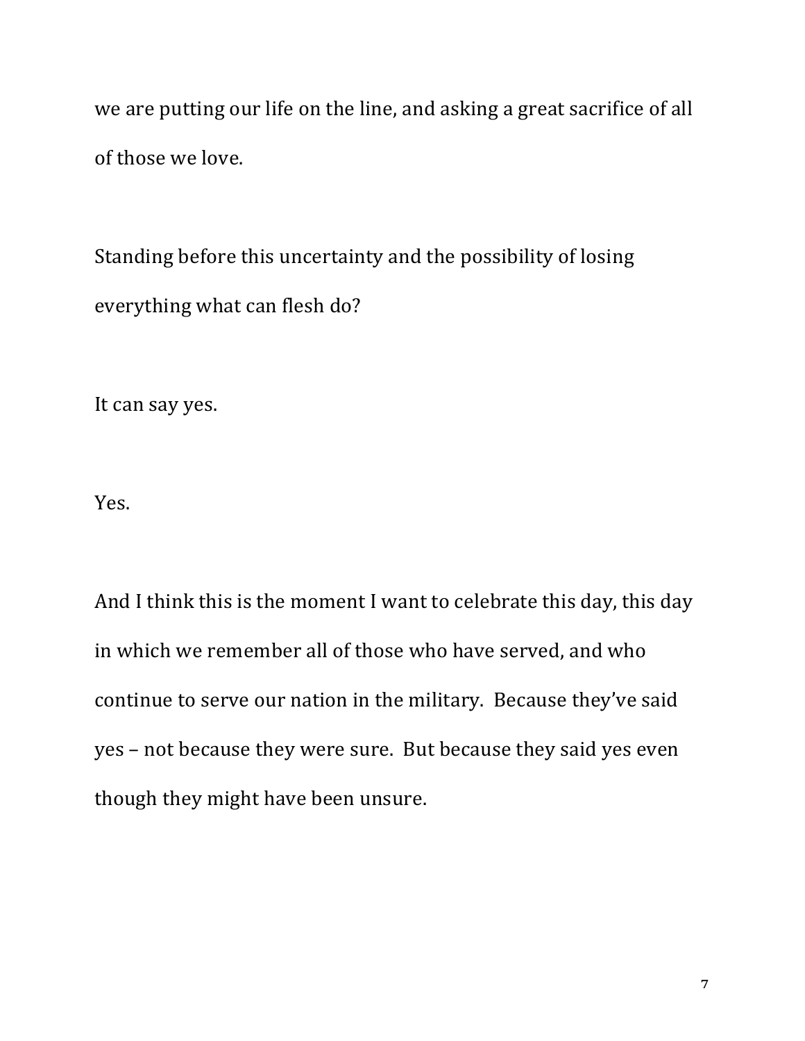we are putting our life on the line, and asking a great sacrifice of all of those we love.

Standing before this uncertainty and the possibility of losing everything what can flesh do?

It can say yes.

Yes.

And I think this is the moment I want to celebrate this day, this day in which we remember all of those who have served, and who continue to serve our nation in the military. Because they've said yes – not because they were sure. But because they said yes even though they might have been unsure.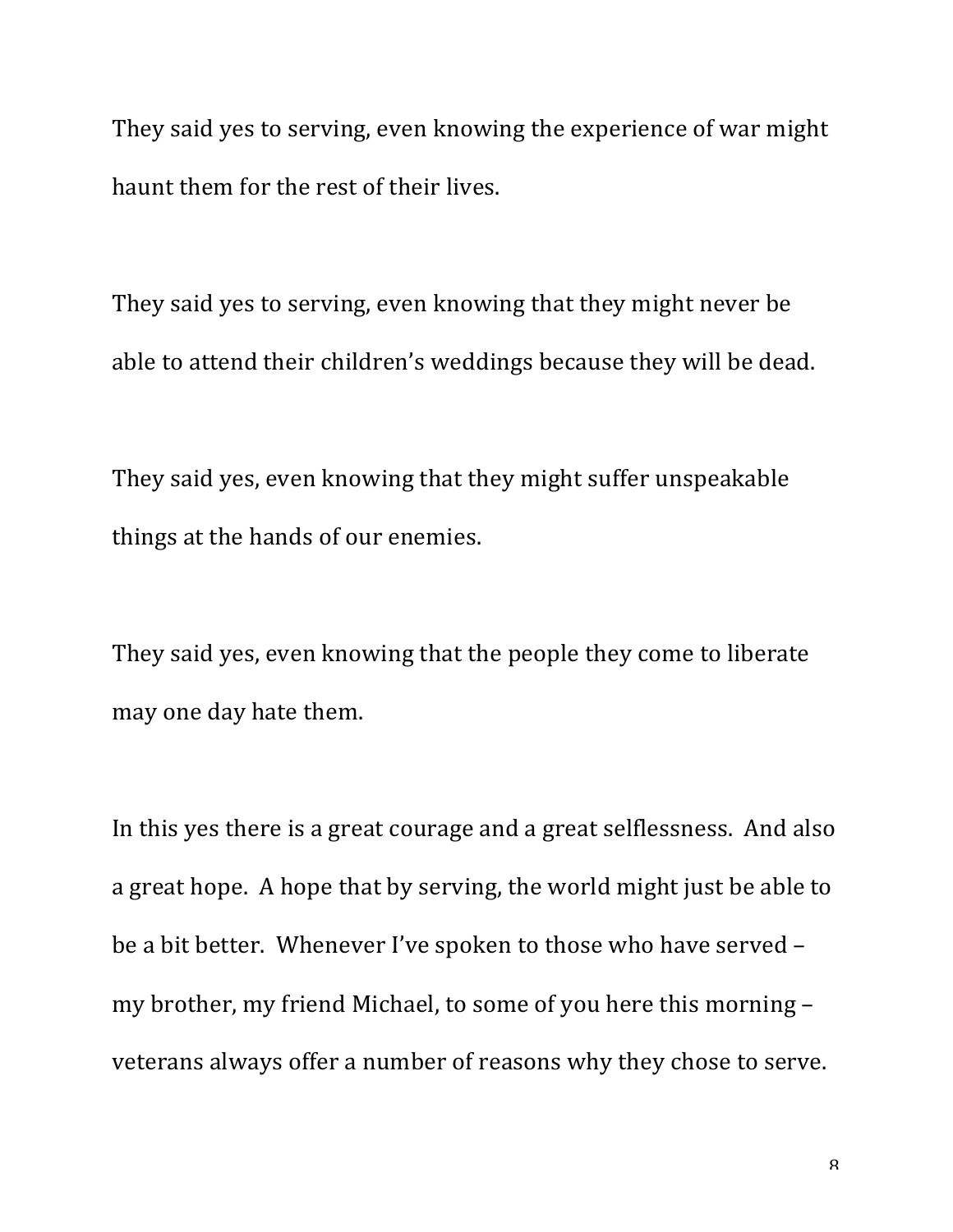They said yes to serving, even knowing the experience of war might haunt them for the rest of their lives.

They said yes to serving, even knowing that they might never be able to attend their children's weddings because they will be dead.

They said yes, even knowing that they might suffer unspeakable things at the hands of our enemies.

They said yes, even knowing that the people they come to liberate may one day hate them.

In this yes there is a great courage and a great selflessness.  And also a great hope.  A hope that by serving, the world might just be able to be a bit better.  Whenever I've spoken to those who have served – my brother, my friend Michael, to some of you here this morning – veterans always offer a number of reasons why they chose to serve.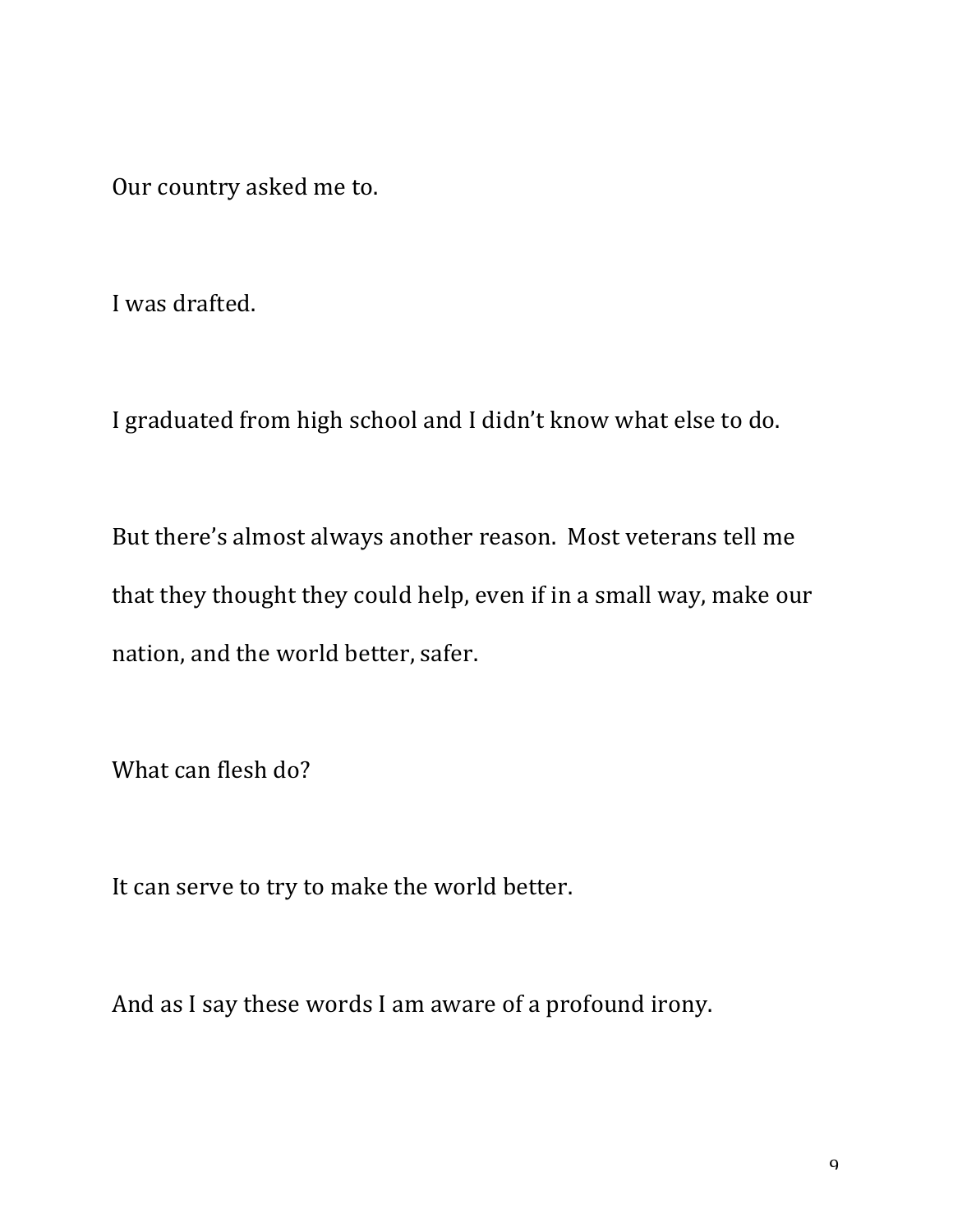Our country asked me to.

I was drafted.

I graduated from high school and I didn't know what else to do.

But there's almost always another reason. Most veterans tell me that they thought they could help, even if in a small way, make our nation, and the world better, safer.

What can flesh do?

It can serve to try to make the world better.

And as I say these words I am aware of a profound irony.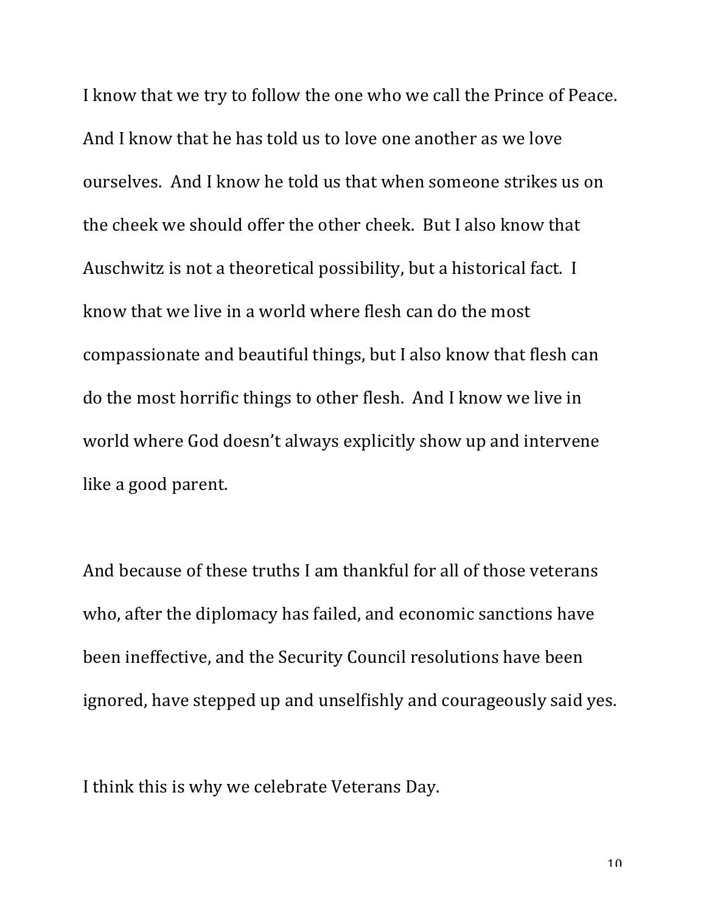I know that we try to follow the one who we call the Prince of Peace. And I know that he has told us to love one another as we love ourselves. And I know he told us that when someone strikes us on the cheek we should offer the other cheek. But I also know that Auschwitz is not a theoretical possibility, but a historical fact. I know that we live in a world where flesh can do the most compassionate and beautiful things, but I also know that flesh can do the most horrific things to other flesh. And I know we live in world where God doesn't always explicitly show up and intervene like a good parent.

And because of these truths I am thankful for all of those veterans who, after the diplomacy has failed, and economic sanctions have been ineffective, and the Security Council resolutions have been ignored, have stepped up and unselfishly and courageously said yes.

I think this is why we celebrate Veterans Day.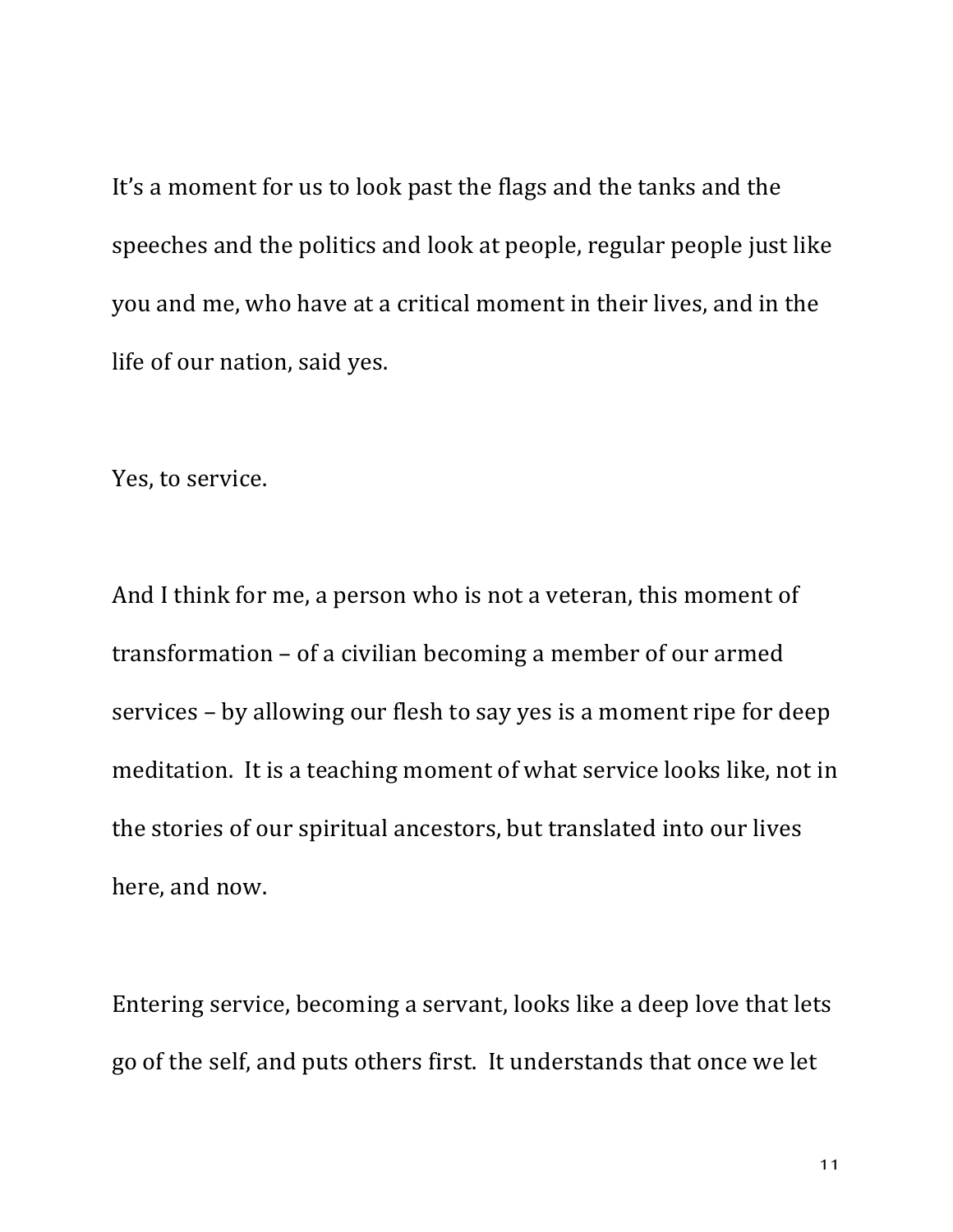It's a moment for us to look past the flags and the tanks and the speeches and the politics and look at people, regular people just like you and me, who have at a critical moment in their lives, and in the life of our nation, said yes.

Yes, to service.

And I think for me, a person who is not a veteran, this moment of transformation – of a civilian becoming a member of our armed services – by allowing our flesh to say yes is a moment ripe for deep meditation. It is a teaching moment of what service looks like, not in the stories of our spiritual ancestors, but translated into our lives here, and now.

Entering service, becoming a servant, looks like a deep love that lets go of the self, and puts others first. It understands that once we let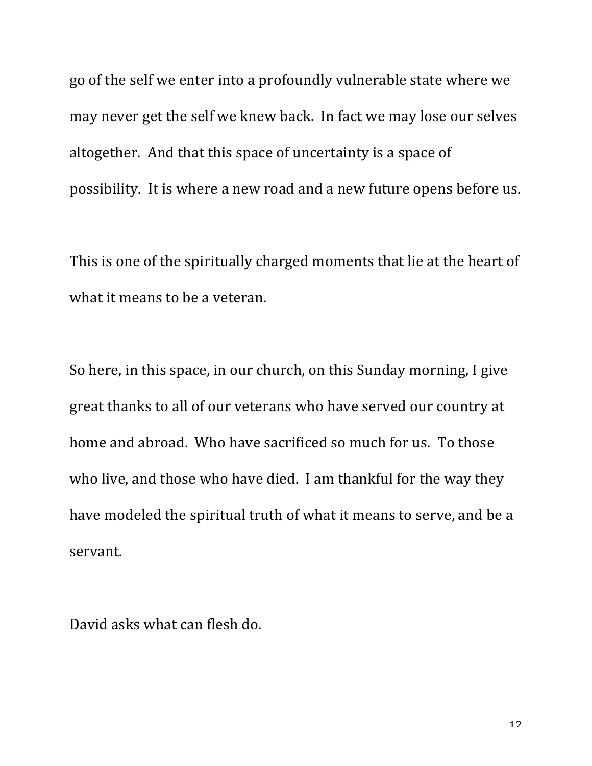go of the self we enter into a profoundly vulnerable state where we may never get the self we knew back. In fact we may lose our selves altogether. And that this space of uncertainty is a space of possibility. It is where a new road and a new future opens before us.

This is one of the spiritually charged moments that lie at the heart of what it means to be a veteran.

So here, in this space, in our church, on this Sunday morning, I give great thanks to all of our veterans who have served our country at home and abroad. Who have sacrificed so much for us. To those who live, and those who have died. I am thankful for the way they have modeled the spiritual truth of what it means to serve, and be a servant.

David asks what can flesh do.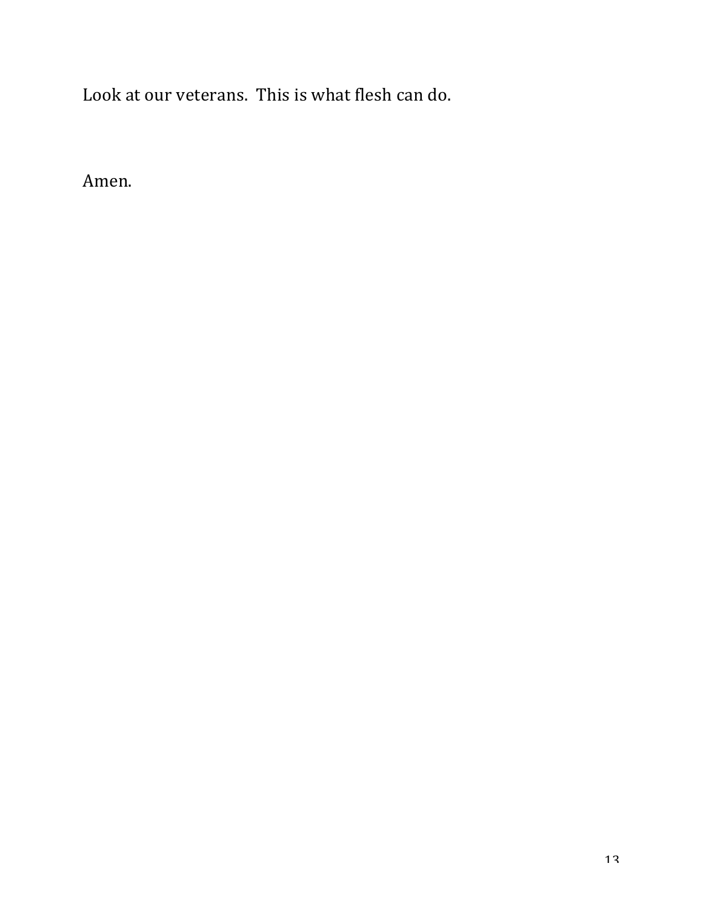Look at our veterans.  This is what flesh can do.

Amen.